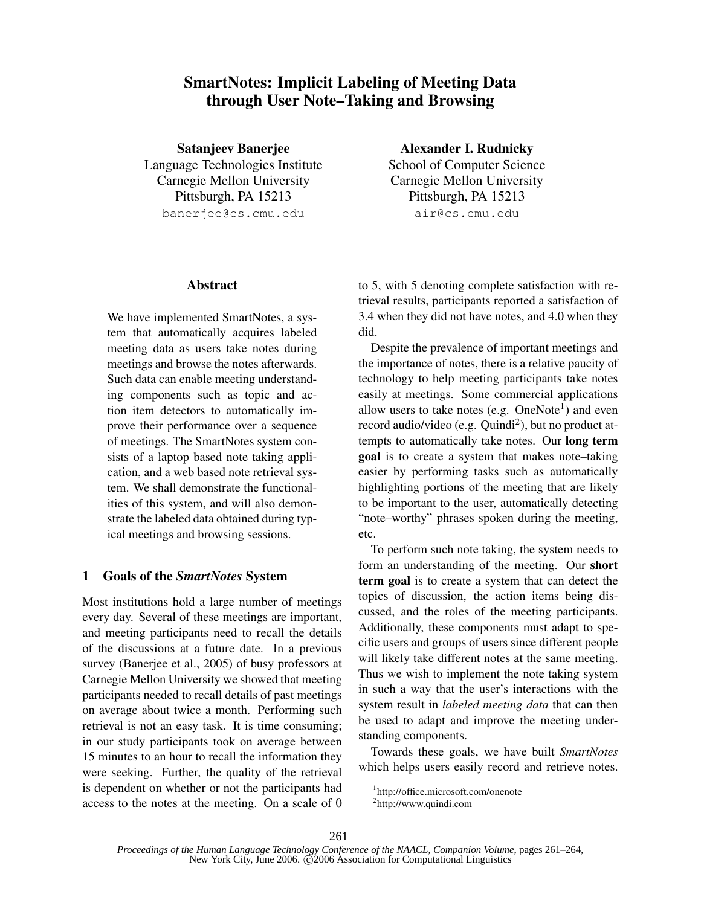# SmartNotes: Implicit Labeling of Meeting Data through User Note–Taking and Browsing

**Satanjeev Banerjee**
Language Technologies Institute
Carnegie Mellon University
Pittsburgh, PA 15213
banerjee@cs.cmu.edu

**Alexander I. Rudnicky**
School of Computer Science
Carnegie Mellon University
Pittsburgh, PA 15213
air@cs.cmu.edu

## Abstract

We have implemented SmartNotes, a system that automatically acquires labeled meeting data as users take notes during meetings and browse the notes afterwards. Such data can enable meeting understanding components such as topic and action item detectors to automatically improve their performance over a sequence of meetings. The SmartNotes system consists of a laptop based note taking application, and a web based note retrieval system. We shall demonstrate the functionalities of this system, and will also demonstrate the labeled data obtained during typical meetings and browsing sessions.

## 1 Goals of the *SmartNotes* System

Most institutions hold a large number of meetings every day. Several of these meetings are important, and meeting participants need to recall the details of the discussions at a future date. In a previous survey (Banerjee et al., 2005) of busy professors at Carnegie Mellon University we showed that meeting participants needed to recall details of past meetings on average about twice a month. Performing such retrieval is not an easy task. It is time consuming; in our study participants took on average between 15 minutes to an hour to recall the information they were seeking. Further, the quality of the retrieval is dependent on whether or not the participants had access to the notes at the meeting. On a scale of 0 to 5, with 5 denoting complete satisfaction with retrieval results, participants reported a satisfaction of 3.4 when they did not have notes, and 4.0 when they did.

Despite the prevalence of important meetings and the importance of notes, there is a relative paucity of technology to help meeting participants take notes easily at meetings. Some commercial applications allow users to take notes (e.g. OneNote[1]) and even record audio/video (e.g. Quindi[2]), but no product attempts to automatically take notes. Our **long term goal** is to create a system that makes note–taking easier by performing tasks such as automatically highlighting portions of the meeting that are likely to be important to the user, automatically detecting "note–worthy" phrases spoken during the meeting, etc.

To perform such note taking, the system needs to form an understanding of the meeting. Our **short term goal** is to create a system that can detect the topics of discussion, the action items being discussed, and the roles of the meeting participants. Additionally, these components must adapt to specific users and groups of users since different people will likely take different notes at the same meeting. Thus we wish to implement the note taking system in such a way that the user's interactions with the system result in *labeled meeting data* that can then be used to adapt and improve the meeting understanding components.

Towards these goals, we have built *SmartNotes* which helps users easily record and retrieve notes.

[1] http://office.microsoft.com/onenote
[2] http://www.quindi.com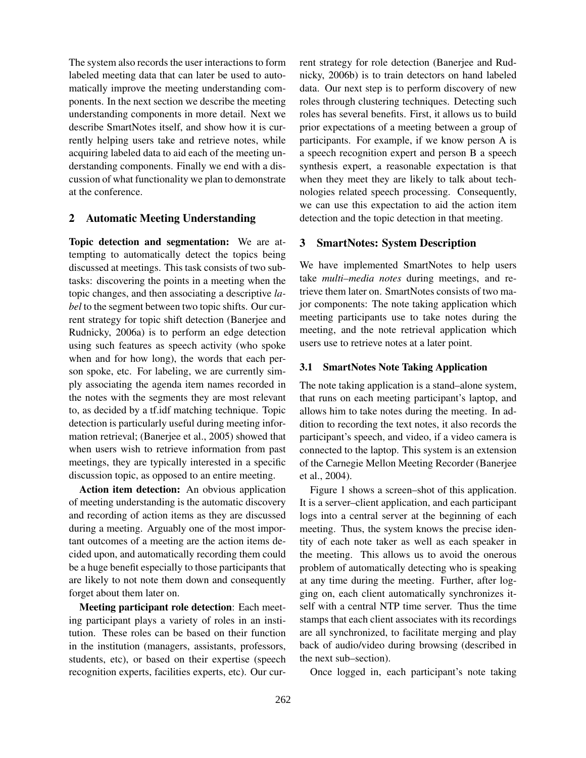The system also records the user interactions to form labeled meeting data that can later be used to automatically improve the meeting understanding components. In the next section we describe the meeting understanding components in more detail. Next we describe SmartNotes itself, and show how it is currently helping users take and retrieve notes, while acquiring labeled data to aid each of the meeting understanding components. Finally we end with a discussion of what functionality we plan to demonstrate at the conference.

## 2 Automatic Meeting Understanding

**Topic detection and segmentation:** We are attempting to automatically detect the topics being discussed at meetings. This task consists of two subtasks: discovering the points in a meeting when the topic changes, and then associating a descriptive *label* to the segment between two topic shifts. Our current strategy for topic shift detection (Banerjee and Rudnicky, 2006a) is to perform an edge detection using such features as speech activity (who spoke when and for how long), the words that each person spoke, etc. For labeling, we are currently simply associating the agenda item names recorded in the notes with the segments they are most relevant to, as decided by a tf.idf matching technique. Topic detection is particularly useful during meeting information retrieval; (Banerjee et al., 2005) showed that when users wish to retrieve information from past meetings, they are typically interested in a specific discussion topic, as opposed to an entire meeting.

**Action item detection:** An obvious application of meeting understanding is the automatic discovery and recording of action items as they are discussed during a meeting. Arguably one of the most important outcomes of a meeting are the action items decided upon, and automatically recording them could be a huge benefit especially to those participants that are likely to not note them down and consequently forget about them later on.

**Meeting participant role detection**: Each meeting participant plays a variety of roles in an institution. These roles can be based on their function in the institution (managers, assistants, professors, students, etc), or based on their expertise (speech recognition experts, facilities experts, etc). Our current strategy for role detection (Banerjee and Rudnicky, 2006b) is to train detectors on hand labeled data. Our next step is to perform discovery of new roles through clustering techniques. Detecting such roles has several benefits. First, it allows us to build prior expectations of a meeting between a group of participants. For example, if we know person A is a speech recognition expert and person B a speech synthesis expert, a reasonable expectation is that when they meet they are likely to talk about technologies related speech processing. Consequently, we can use this expectation to aid the action item detection and the topic detection in that meeting.

## 3 SmartNotes: System Description

We have implemented SmartNotes to help users take *multi–media notes* during meetings, and retrieve them later on. SmartNotes consists of two major components: The note taking application which meeting participants use to take notes during the meeting, and the note retrieval application which users use to retrieve notes at a later point.

### 3.1 SmartNotes Note Taking Application

The note taking application is a stand–alone system, that runs on each meeting participant's laptop, and allows him to take notes during the meeting. In addition to recording the text notes, it also records the participant's speech, and video, if a video camera is connected to the laptop. This system is an extension of the Carnegie Mellon Meeting Recorder (Banerjee et al., 2004).

Figure 1 shows a screen–shot of this application. It is a server–client application, and each participant logs into a central server at the beginning of each meeting. Thus, the system knows the precise identity of each note taker as well as each speaker in the meeting. This allows us to avoid the onerous problem of automatically detecting who is speaking at any time during the meeting. Further, after logging on, each client automatically synchronizes itself with a central NTP time server. Thus the time stamps that each client associates with its recordings are all synchronized, to facilitate merging and play back of audio/video during browsing (described in the next sub–section).

Once logged in, each participant's note taking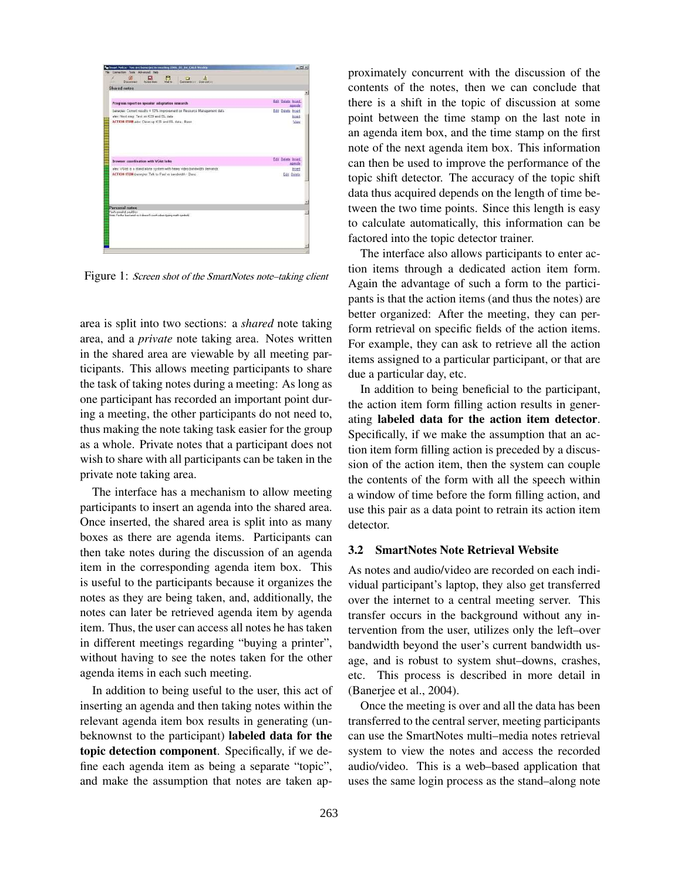Figure 1: *Screen shot of the SmartNotes note–taking client*

area is split into two sections: a *shared* note taking area, and a *private* note taking area. Notes written in the shared area are viewable by all meeting participants. This allows meeting participants to share the task of taking notes during a meeting: As long as one participant has recorded an important point during a meeting, the other participants do not need to, thus making the note taking task easier for the group as a whole. Private notes that a participant does not wish to share with all participants can be taken in the private note taking area.

The interface has a mechanism to allow meeting participants to insert an agenda into the shared area. Once inserted, the shared area is split into as many boxes as there are agenda items. Participants can then take notes during the discussion of an agenda item in the corresponding agenda item box. This is useful to the participants because it organizes the notes as they are being taken, and, additionally, the notes can later be retrieved agenda item by agenda item. Thus, the user can access all notes he has taken in different meetings regarding "buying a printer", without having to see the notes taken for the other agenda items in each such meeting.

In addition to being useful to the user, this act of inserting an agenda and then taking notes within the relevant agenda item box results in generating (unbeknownst to the participant) **labeled data for the topic detection component**. Specifically, if we define each agenda item as being a separate "topic", and make the assumption that notes are taken approximately concurrent with the discussion of the contents of the notes, then we can conclude that there is a shift in the topic of discussion at some point between the time stamp on the last note in an agenda item box, and the time stamp on the first note of the next agenda item box. This information can then be used to improve the performance of the topic shift detector. The accuracy of the topic shift data thus acquired depends on the length of time between the two time points. Since this length is easy to calculate automatically, this information can be factored into the topic detector trainer.

The interface also allows participants to enter action items through a dedicated action item form. Again the advantage of such a form to the participants is that the action items (and thus the notes) are better organized: After the meeting, they can perform retrieval on specific fields of the action items. For example, they can ask to retrieve all the action items assigned to a particular participant, or that are due a particular day, etc.

In addition to being beneficial to the participant, the action item form filling action results in generating **labeled data for the action item detector**. Specifically, if we make the assumption that an action item form filling action is preceded by a discussion of the action item, then the system can couple the contents of the form with all the speech within a window of time before the form filling action, and use this pair as a data point to retrain its action item detector.

### 3.2 SmartNotes Note Retrieval Website

As notes and audio/video are recorded on each individual participant's laptop, they also get transferred over the internet to a central meeting server. This transfer occurs in the background without any intervention from the user, utilizes only the left–over bandwidth beyond the user's current bandwidth usage, and is robust to system shut–downs, crashes, etc. This process is described in more detail in (Banerjee et al., 2004).

Once the meeting is over and all the data has been transferred to the central server, meeting participants can use the SmartNotes multi–media notes retrieval system to view the notes and access the recorded audio/video. This is a web–based application that uses the same login process as the stand–along note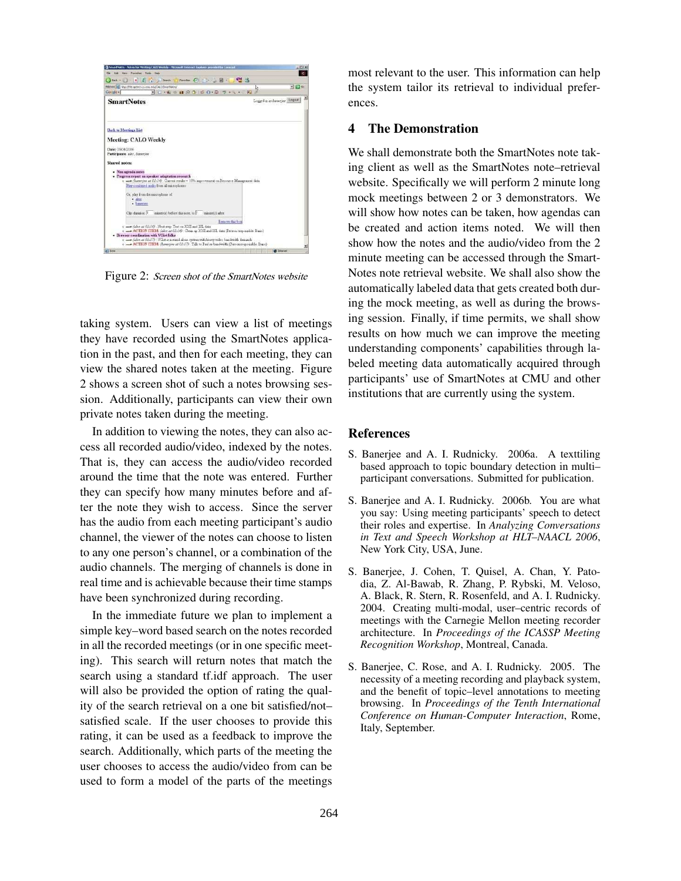Figure 2: *Screen shot of the SmartNotes website*

taking system. Users can view a list of meetings they have recorded using the SmartNotes application in the past, and then for each meeting, they can view the shared notes taken at the meeting. Figure 2 shows a screen shot of such a notes browsing session. Additionally, participants can view their own private notes taken during the meeting.

In addition to viewing the notes, they can also access all recorded audio/video, indexed by the notes. That is, they can access the audio/video recorded around the time that the note was entered. Further they can specify how many minutes before and after the note they wish to access. Since the server has the audio from each meeting participant's audio channel, the viewer of the notes can choose to listen to any one person's channel, or a combination of the audio channels. The merging of channels is done in real time and is achievable because their time stamps have been synchronized during recording.

In the immediate future we plan to implement a simple key–word based search on the notes recorded in all the recorded meetings (or in one specific meeting). This search will return notes that match the search using a standard tf.idf approach. The user will also be provided the option of rating the quality of the search retrieval on a one bit satisfied/not–satisfied scale. If the user chooses to provide this rating, it can be used as a feedback to improve the search. Additionally, which parts of the meeting the user chooses to access the audio/video from can be used to form a model of the parts of the meetings most relevant to the user. This information can help the system tailor its retrieval to individual preferences.

## 4 The Demonstration

We shall demonstrate both the SmartNotes note taking client as well as the SmartNotes note–retrieval website. Specifically we will perform 2 minute long mock meetings between 2 or 3 demonstrators. We will show how notes can be taken, how agendas can be created and action items noted. We will then show how the notes and the audio/video from the 2 minute meeting can be accessed through the SmartNotes note retrieval website. We shall also show the automatically labeled data that gets created both during the mock meeting, as well as during the browsing session. Finally, if time permits, we shall show results on how much we can improve the meeting understanding components' capabilities through labeled meeting data automatically acquired through participants' use of SmartNotes at CMU and other institutions that are currently using the system.

## References

S. Banerjee and A. I. Rudnicky. 2006a. A texttiling based approach to topic boundary detection in multi–participant conversations. Submitted for publication.

S. Banerjee and A. I. Rudnicky. 2006b. You are what you say: Using meeting participants' speech to detect their roles and expertise. In *Analyzing Conversations in Text and Speech Workshop at HLT–NAACL 2006*, New York City, USA, June.

S. Banerjee, J. Cohen, T. Quisel, A. Chan, Y. Patodia, Z. Al-Bawab, R. Zhang, P. Rybski, M. Veloso, A. Black, R. Stern, R. Rosenfeld, and A. I. Rudnicky. 2004. Creating multi-modal, user–centric records of meetings with the Carnegie Mellon meeting recorder architecture. In *Proceedings of the ICASSP Meeting Recognition Workshop*, Montreal, Canada.

S. Banerjee, C. Rose, and A. I. Rudnicky. 2005. The necessity of a meeting recording and playback system, and the benefit of topic–level annotations to meeting browsing. In *Proceedings of the Tenth International Conference on Human-Computer Interaction*, Rome, Italy, September.